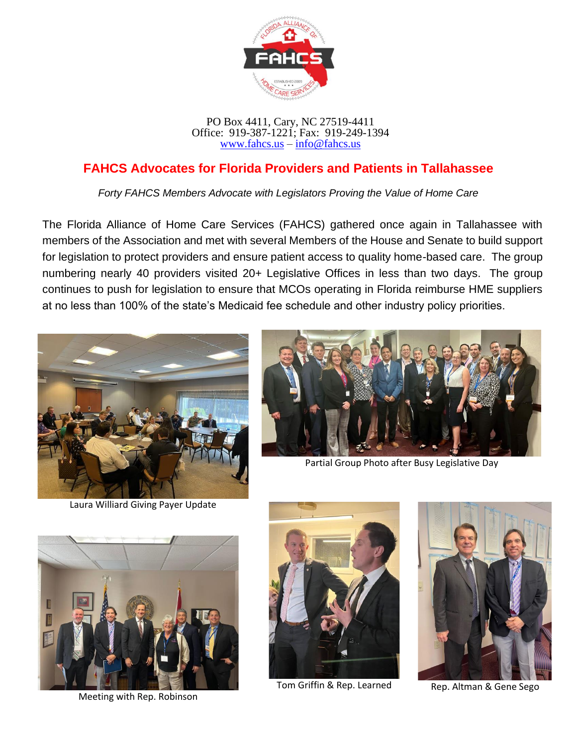PO Box 4411, Cary, NC 27519-4411
Office: 919-387-1221; Fax: 919-249-1394
[www.fahcs.us](http://www.fahcs.us) – [info@fahcs.us](mailto:info@fahcs.us)

## FAHCS Advocates for Florida Providers and Patients in Tallahassee

*Forty FAHCS Members Advocate with Legislators Proving the Value of Home Care*

The Florida Alliance of Home Care Services (FAHCS) gathered once again in Tallahassee with members of the Association and met with several Members of the House and Senate to build support for legislation to protect providers and ensure patient access to quality home-based care. The group numbering nearly 40 providers visited 20+ Legislative Offices in less than two days. The group continues to push for legislation to ensure that MCOs operating in Florida reimburse HME suppliers at no less than 100% of the state's Medicaid fee schedule and other industry policy priorities.

Laura Williard Giving Payer Update

Partial Group Photo after Busy Legislative Day

Meeting with Rep. Robinson

Tom Griffin & Rep. Learned

Rep. Altman & Gene Sego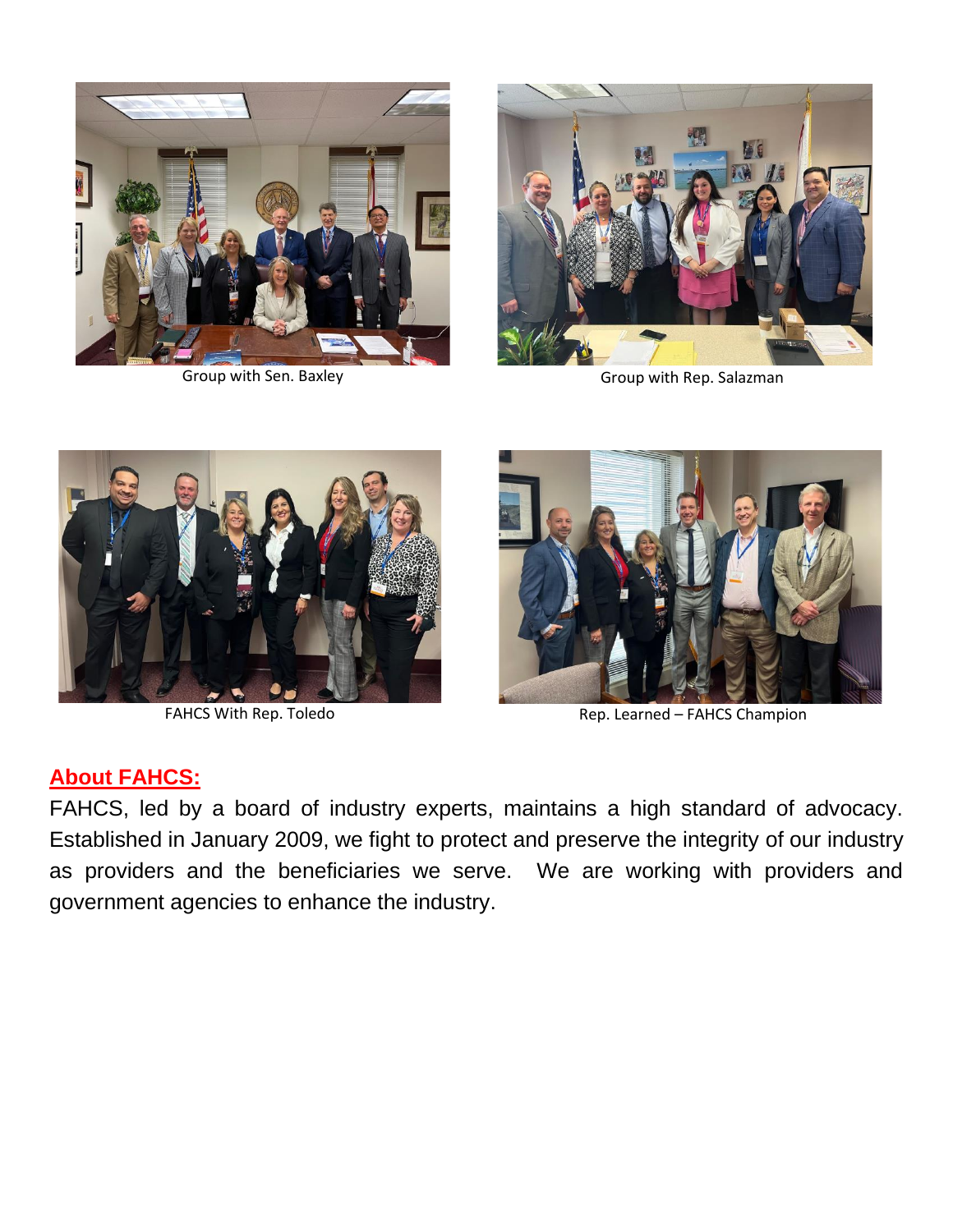Group with Sen. Baxley

Group with Rep. Salazman

FAHCS With Rep. Toledo

Rep. Learned – FAHCS Champion

## About FAHCS:

FAHCS, led by a board of industry experts, maintains a high standard of advocacy. Established in January 2009, we fight to protect and preserve the integrity of our industry as providers and the beneficiaries we serve. We are working with providers and government agencies to enhance the industry.